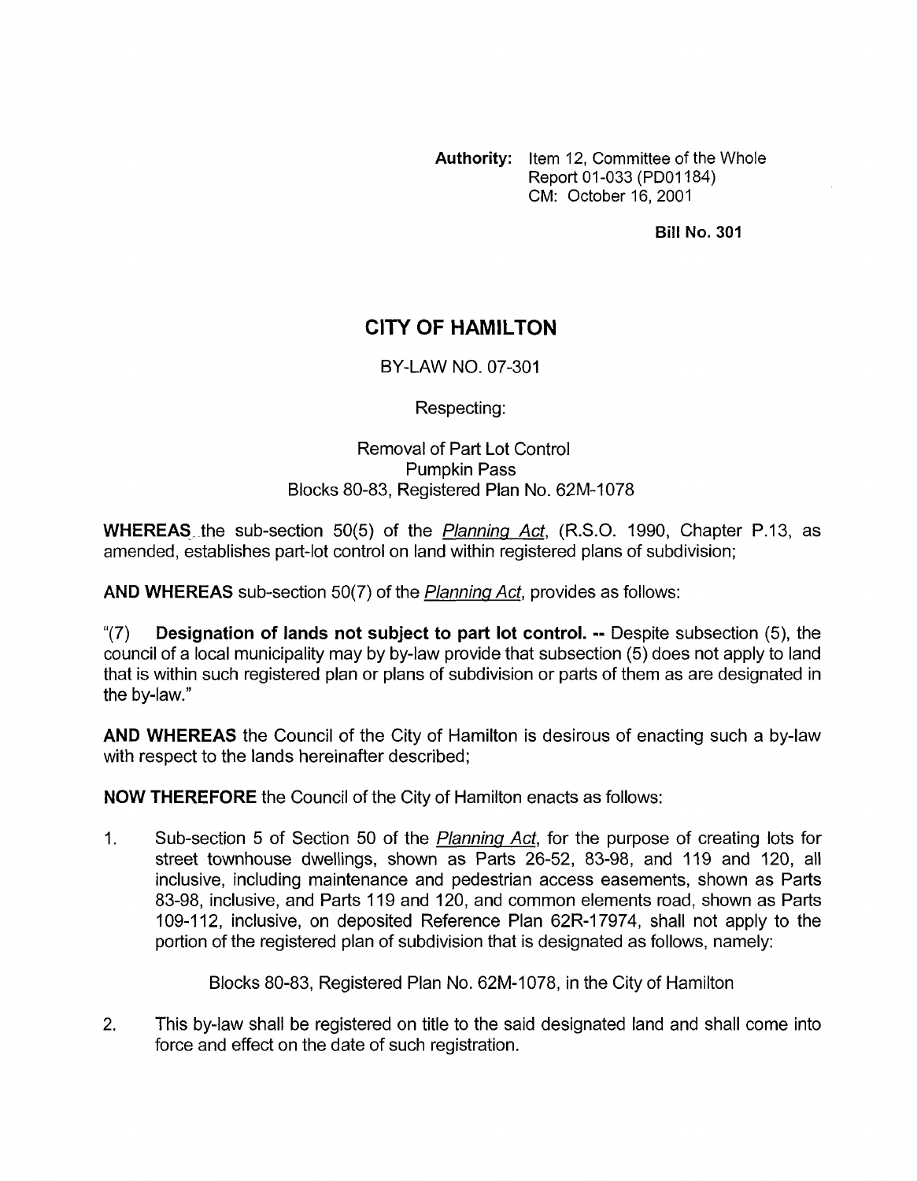**Authority:** Item 12, Committee of the Whole
Report 01-033 (PD01184)
CM: October 16, 2001

**Bill No. 301**

# CITY OF HAMILTON

BY-LAW NO. 07-301

Respecting:

Removal of Part Lot Control
Pumpkin Pass
Blocks 80-83, Registered Plan No. 62M-1078

**WHEREAS** the sub-section 50(5) of the *Planning Act*, (R.S.O. 1990, Chapter P.13, as amended, establishes part-lot control on land within registered plans of subdivision;

**AND WHEREAS** sub-section 50(7) of the *Planning Act*, provides as follows:

"(7) **Designation of lands not subject to part lot control. --** Despite subsection (5), the council of a local municipality may by by-law provide that subsection (5) does not apply to land that is within such registered plan or plans of subdivision or parts of them as are designated in the by-law."

**AND WHEREAS** the Council of the City of Hamilton is desirous of enacting such a by-law with respect to the lands hereinafter described;

**NOW THEREFORE** the Council of the City of Hamilton enacts as follows:

1. Sub-section 5 of Section 50 of the *Planning Act*, for the purpose of creating lots for street townhouse dwellings, shown as Parts 26-52, 83-98, and 119 and 120, all inclusive, including maintenance and pedestrian access easements, shown as Parts 83-98, inclusive, and Parts 119 and 120, and common elements road, shown as Parts 109-112, inclusive, on deposited Reference Plan 62R-17974, shall not apply to the portion of the registered plan of subdivision that is designated as follows, namely:

   Blocks 80-83, Registered Plan No. 62M-1078, in the City of Hamilton

2. This by-law shall be registered on title to the said designated land and shall come into force and effect on the date of such registration.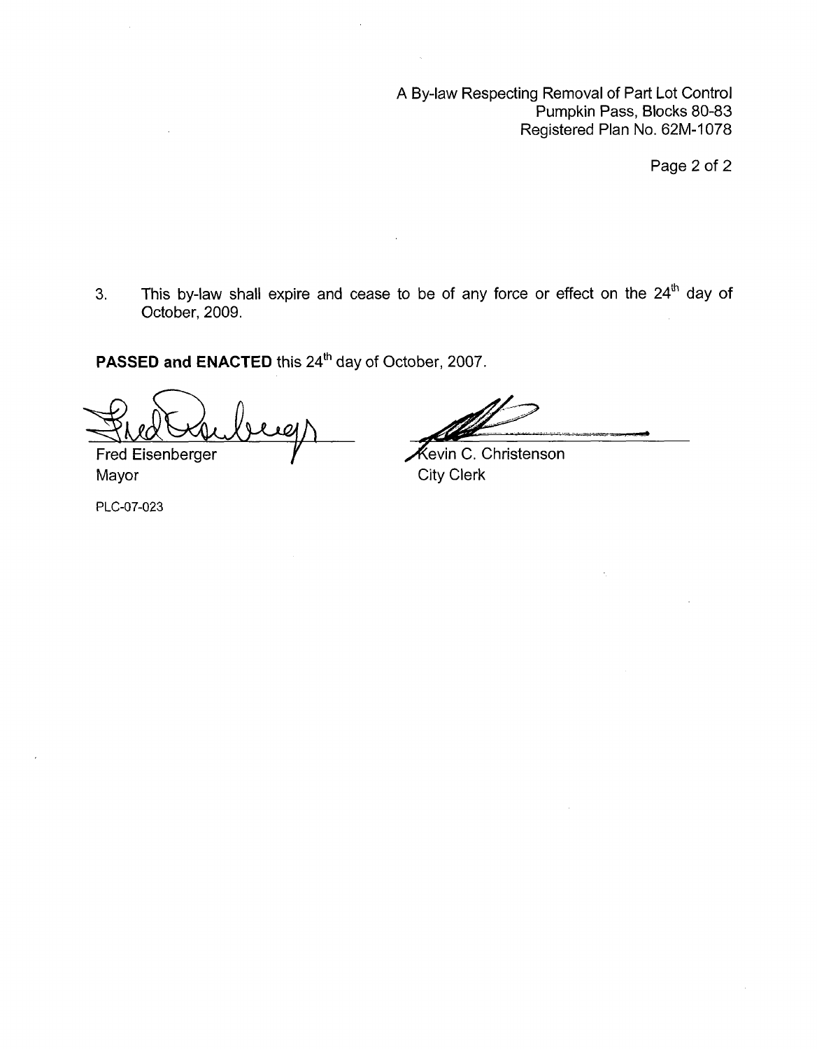3. This by-law shall expire and cease to be of any force or effect on the 24th day of October, 2009.

**PASSED and ENACTED** this 24th day of October, 2007.

| | |
|---|---|
| Fred Eisenberger | Kevin C. Christenson |
| Mayor | City Clerk |

PLC-07-023